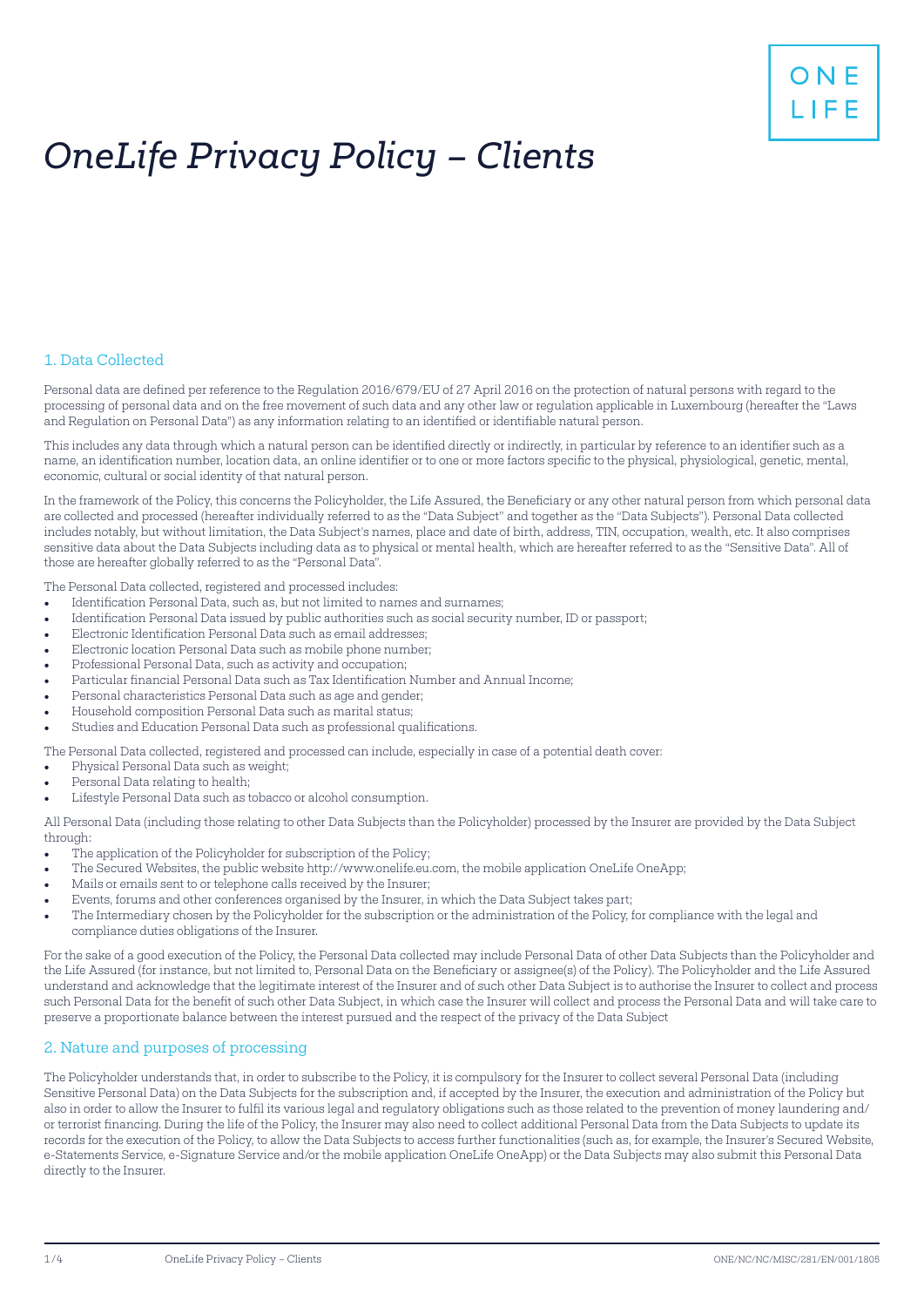ONE LIFE

# *OneLife Privacy Policy – Clients*

## 1. Data Collected

Personal data are defined per reference to the Regulation 2016/679/EU of 27 April 2016 on the protection of natural persons with regard to the processing of personal data and on the free movement of such data and any other law or regulation applicable in Luxembourg (hereafter the "Laws and Regulation on Personal Data") as any information relating to an identified or identifiable natural person.

This includes any data through which a natural person can be identified directly or indirectly, in particular by reference to an identifier such as a name, an identification number, location data, an online identifier or to one or more factors specific to the physical, physiological, genetic, mental, economic, cultural or social identity of that natural person.

In the framework of the Policy, this concerns the Policyholder, the Life Assured, the Beneficiary or any other natural person from which personal data are collected and processed (hereafter individually referred to as the "Data Subject" and together as the "Data Subjects"). Personal Data collected includes notably, but without limitation, the Data Subject's names, place and date of birth, address, TIN, occupation, wealth, etc. It also comprises sensitive data about the Data Subjects including data as to physical or mental health, which are hereafter referred to as the "Sensitive Data". All of those are hereafter globally referred to as the "Personal Data".

The Personal Data collected, registered and processed includes:

- Identification Personal Data, such as, but not limited to names and surnames;
- Identification Personal Data issued by public authorities such as social security number, ID or passport;
- Electronic Identification Personal Data such as email addresses;
- Electronic location Personal Data such as mobile phone number;
- Professional Personal Data, such as activity and occupation;
- Particular financial Personal Data such as Tax Identification Number and Annual Income;
- Personal characteristics Personal Data such as age and gender;
- Household composition Personal Data such as marital status;
- Studies and Education Personal Data such as professional qualifications.

The Personal Data collected, registered and processed can include, especially in case of a potential death cover:

- Physical Personal Data such as weight;
- Personal Data relating to health;
- Lifestyle Personal Data such as tobacco or alcohol consumption.

All Personal Data (including those relating to other Data Subjects than the Policyholder) processed by the Insurer are provided by the Data Subject through:

- The application of the Policyholder for subscription of the Policy;
- The Secured Websites, the public website http://www.onelife.eu.com, the mobile application OneLife OneApp;
- Mails or emails sent to or telephone calls received by the Insurer;
- Events, forums and other conferences organised by the Insurer, in which the Data Subject takes part;
- The Intermediary chosen by the Policyholder for the subscription or the administration of the Policy, for compliance with the legal and compliance duties obligations of the Insurer.

For the sake of a good execution of the Policy, the Personal Data collected may include Personal Data of other Data Subjects than the Policyholder and the Life Assured (for instance, but not limited to, Personal Data on the Beneficiary or assignee(s) of the Policy). The Policyholder and the Life Assured understand and acknowledge that the legitimate interest of the Insurer and of such other Data Subject is to authorise the Insurer to collect and process such Personal Data for the benefit of such other Data Subject, in which case the Insurer will collect and process the Personal Data and will take care to preserve a proportionate balance between the interest pursued and the respect of the privacy of the Data Subject

## 2. Nature and purposes of processing

The Policyholder understands that, in order to subscribe to the Policy, it is compulsory for the Insurer to collect several Personal Data (including Sensitive Personal Data) on the Data Subjects for the subscription and, if accepted by the Insurer, the execution and administration of the Policy but also in order to allow the Insurer to fulfil its various legal and regulatory obligations such as those related to the prevention of money laundering and/ or terrorist financing. During the life of the Policy, the Insurer may also need to collect additional Personal Data from the Data Subjects to update its records for the execution of the Policy, to allow the Data Subjects to access further functionalities (such as, for example, the Insurer's Secured Website, e-Statements Service, e-Signature Service and/or the mobile application OneLife OneApp) or the Data Subjects may also submit this Personal Data directly to the Insurer.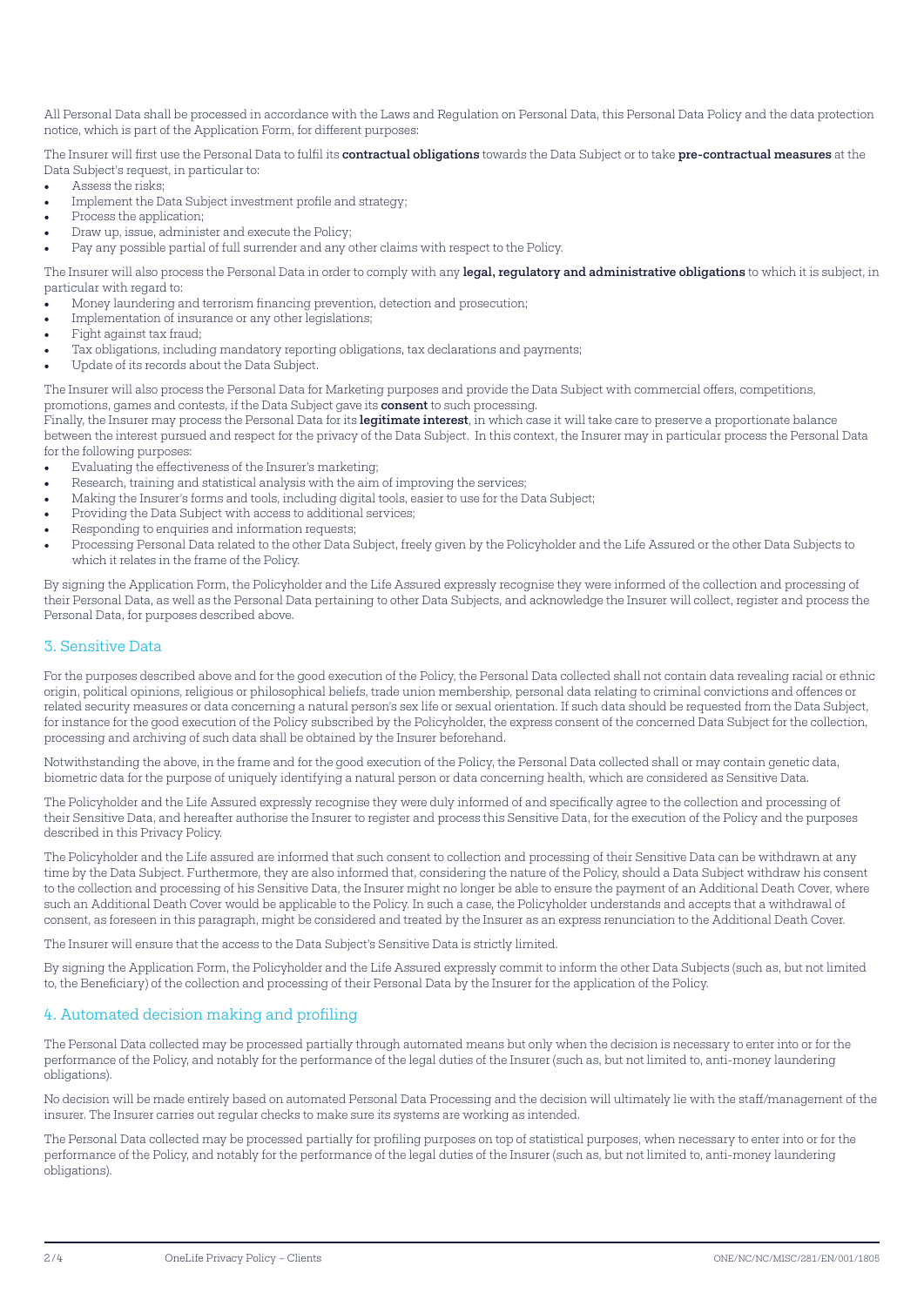All Personal Data shall be processed in accordance with the Laws and Regulation on Personal Data, this Personal Data Policy and the data protection notice, which is part of the Application Form, for different purposes:

The Insurer will first use the Personal Data to fulfil its **contractual obligations** towards the Data Subject or to take **pre-contractual measures** at the Data Subject's request, in particular to:

- Assess the risks;
- Implement the Data Subject investment profile and strategy;
- Process the application;
- Draw up, issue, administer and execute the Policy;
- Pay any possible partial of full surrender and any other claims with respect to the Policy.

The Insurer will also process the Personal Data in order to comply with any **legal, regulatory and administrative obligations** to which it is subject, in particular with regard to:

- Money laundering and terrorism financing prevention, detection and prosecution;
- Implementation of insurance or any other legislations;
- Fight against tax fraud;
- Tax obligations, including mandatory reporting obligations, tax declarations and payments;
- Update of its records about the Data Subject.

The Insurer will also process the Personal Data for Marketing purposes and provide the Data Subject with commercial offers, competitions, promotions, games and contests, if the Data Subject gave its **consent** to such processing.
Finally, the Insurer may process the Personal Data for its **legitimate interest**, in which case it will take care to preserve a proportionate balance between the interest pursued and respect for the privacy of the Data Subject. In this context, the Insurer may in particular process the Personal Data for the following purposes:

- Evaluating the effectiveness of the Insurer's marketing;
- Research, training and statistical analysis with the aim of improving the services;
- Making the Insurer's forms and tools, including digital tools, easier to use for the Data Subject;
- Providing the Data Subject with access to additional services;
- Responding to enquiries and information requests;
- Processing Personal Data related to the other Data Subject, freely given by the Policyholder and the Life Assured or the other Data Subjects to which it relates in the frame of the Policy.

By signing the Application Form, the Policyholder and the Life Assured expressly recognise they were informed of the collection and processing of their Personal Data, as well as the Personal Data pertaining to other Data Subjects, and acknowledge the Insurer will collect, register and process the Personal Data, for purposes described above.

## 3. Sensitive Data

For the purposes described above and for the good execution of the Policy, the Personal Data collected shall not contain data revealing racial or ethnic origin, political opinions, religious or philosophical beliefs, trade union membership, personal data relating to criminal convictions and offences or related security measures or data concerning a natural person's sex life or sexual orientation. If such data should be requested from the Data Subject, for instance for the good execution of the Policy subscribed by the Policyholder, the express consent of the concerned Data Subject for the collection, processing and archiving of such data shall be obtained by the Insurer beforehand.

Notwithstanding the above, in the frame and for the good execution of the Policy, the Personal Data collected shall or may contain genetic data, biometric data for the purpose of uniquely identifying a natural person or data concerning health, which are considered as Sensitive Data.

The Policyholder and the Life Assured expressly recognise they were duly informed of and specifically agree to the collection and processing of their Sensitive Data, and hereafter authorise the Insurer to register and process this Sensitive Data, for the execution of the Policy and the purposes described in this Privacy Policy.

The Policyholder and the Life assured are informed that such consent to collection and processing of their Sensitive Data can be withdrawn at any time by the Data Subject. Furthermore, they are also informed that, considering the nature of the Policy, should a Data Subject withdraw his consent to the collection and processing of his Sensitive Data, the Insurer might no longer be able to ensure the payment of an Additional Death Cover, where such an Additional Death Cover would be applicable to the Policy. In such a case, the Policyholder understands and accepts that a withdrawal of consent, as foreseen in this paragraph, might be considered and treated by the Insurer as an express renunciation to the Additional Death Cover.

The Insurer will ensure that the access to the Data Subject's Sensitive Data is strictly limited.

By signing the Application Form, the Policyholder and the Life Assured expressly commit to inform the other Data Subjects (such as, but not limited to, the Beneficiary) of the collection and processing of their Personal Data by the Insurer for the application of the Policy.

## 4. Automated decision making and profiling

The Personal Data collected may be processed partially through automated means but only when the decision is necessary to enter into or for the performance of the Policy, and notably for the performance of the legal duties of the Insurer (such as, but not limited to, anti-money laundering obligations).

No decision will be made entirely based on automated Personal Data Processing and the decision will ultimately lie with the staff/management of the insurer. The Insurer carries out regular checks to make sure its systems are working as intended.

The Personal Data collected may be processed partially for profiling purposes on top of statistical purposes, when necessary to enter into or for the performance of the Policy, and notably for the performance of the legal duties of the Insurer (such as, but not limited to, anti-money laundering obligations).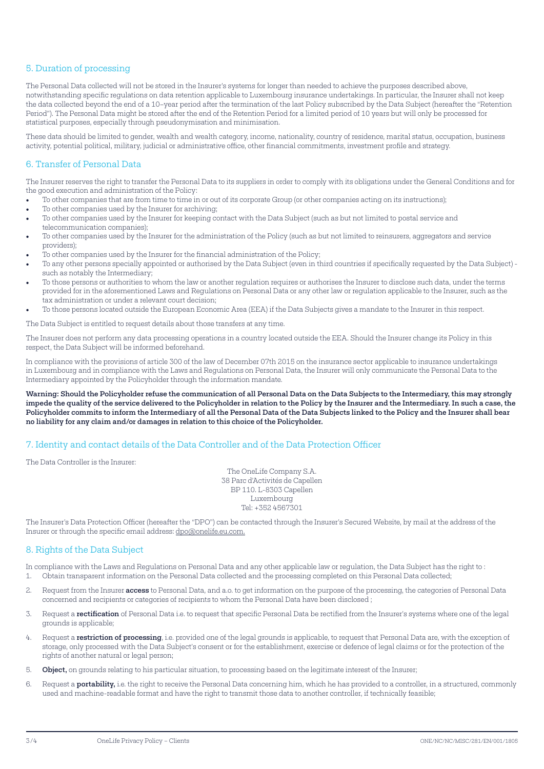## 5. Duration of processing

The Personal Data collected will not be stored in the Insurer's systems for longer than needed to achieve the purposes described above, notwithstanding specific regulations on data retention applicable to Luxembourg insurance undertakings. In particular, the Insurer shall not keep the data collected beyond the end of a 10–year period after the termination of the last Policy subscribed by the Data Subject (hereafter the "Retention Period"). The Personal Data might be stored after the end of the Retention Period for a limited period of 10 years but will only be processed for statistical purposes, especially through pseudonymisation and minimisation.

These data should be limited to gender, wealth and wealth category, income, nationality, country of residence, marital status, occupation, business activity, potential political, military, judicial or administrative office, other financial commitments, investment profile and strategy.

## 6. Transfer of Personal Data

The Insurer reserves the right to transfer the Personal Data to its suppliers in order to comply with its obligations under the General Conditions and for the good execution and administration of the Policy:

- To other companies that are from time to time in or out of its corporate Group (or other companies acting on its instructions);
- To other companies used by the Insurer for archiving;
- To other companies used by the Insurer for keeping contact with the Data Subject (such as but not limited to postal service and telecommunication companies);
- To other companies used by the Insurer for the administration of the Policy (such as but not limited to reinsurers, aggregators and service providers);
- To other companies used by the Insurer for the financial administration of the Policy;
- To any other persons specially appointed or authorised by the Data Subject (even in third countries if specifically requested by the Data Subject) - such as notably the Intermediary;
- To those persons or authorities to whom the law or another regulation requires or authorises the Insurer to disclose such data, under the terms provided for in the aforementioned Laws and Regulations on Personal Data or any other law or regulation applicable to the Insurer, such as the tax administration or under a relevant court decision;
- To those persons located outside the European Economic Area (EEA) if the Data Subjects gives a mandate to the Insurer in this respect.

The Data Subject is entitled to request details about those transfers at any time.

The Insurer does not perform any data processing operations in a country located outside the EEA. Should the Insurer change its Policy in this respect, the Data Subject will be informed beforehand.

In compliance with the provisions of article 300 of the law of December 07th 2015 on the insurance sector applicable to insurance undertakings in Luxembourg and in compliance with the Laws and Regulations on Personal Data, the Insurer will only communicate the Personal Data to the Intermediary appointed by the Policyholder through the information mandate.

**Warning: Should the Policyholder refuse the communication of all Personal Data on the Data Subjects to the Intermediary, this may strongly impede the quality of the service delivered to the Policyholder in relation to the Policy by the Insurer and the Intermediary. In such a case, the Policyholder commits to inform the Intermediary of all the Personal Data of the Data Subjects linked to the Policy and the Insurer shall bear no liability for any claim and/or damages in relation to this choice of the Policyholder.**

## 7. Identity and contact details of the Data Controller and of the Data Protection Officer

The Data Controller is the Insurer:

The OneLife Company S.A.
38 Parc d'Activités de Capellen
BP 110. L-8303 Capellen
Luxembourg
Tel: +352 4567301

The Insurer's Data Protection Officer (hereafter the "DPO") can be contacted through the Insurer's Secured Website, by mail at the address of the Insurer or through the specific email address: dpo@onelife.eu.com.

## 8. Rights of the Data Subject

In compliance with the Laws and Regulations on Personal Data and any other applicable law or regulation, the Data Subject has the right to :

1. Obtain transparent information on the Personal Data collected and the processing completed on this Personal Data collected;
2. Request from the Insurer **access** to Personal Data, and a.o. to get information on the purpose of the processing, the categories of Personal Data concerned and recipients or categories of recipients to whom the Personal Data have been disclosed ;
3. Request a **rectification** of Personal Data i.e. to request that specific Personal Data be rectified from the Insurer's systems where one of the legal grounds is applicable;
4. Request a **restriction of processing**, i.e. provided one of the legal grounds is applicable, to request that Personal Data are, with the exception of storage, only processed with the Data Subject's consent or for the establishment, exercise or defence of legal claims or for the protection of the rights of another natural or legal person;
5. **Object,** on grounds relating to his particular situation, to processing based on the legitimate interest of the Insurer;
6. Request a **portability,** i.e. the right to receive the Personal Data concerning him, which he has provided to a controller, in a structured, commonly used and machine-readable format and have the right to transmit those data to another controller, if technically feasible;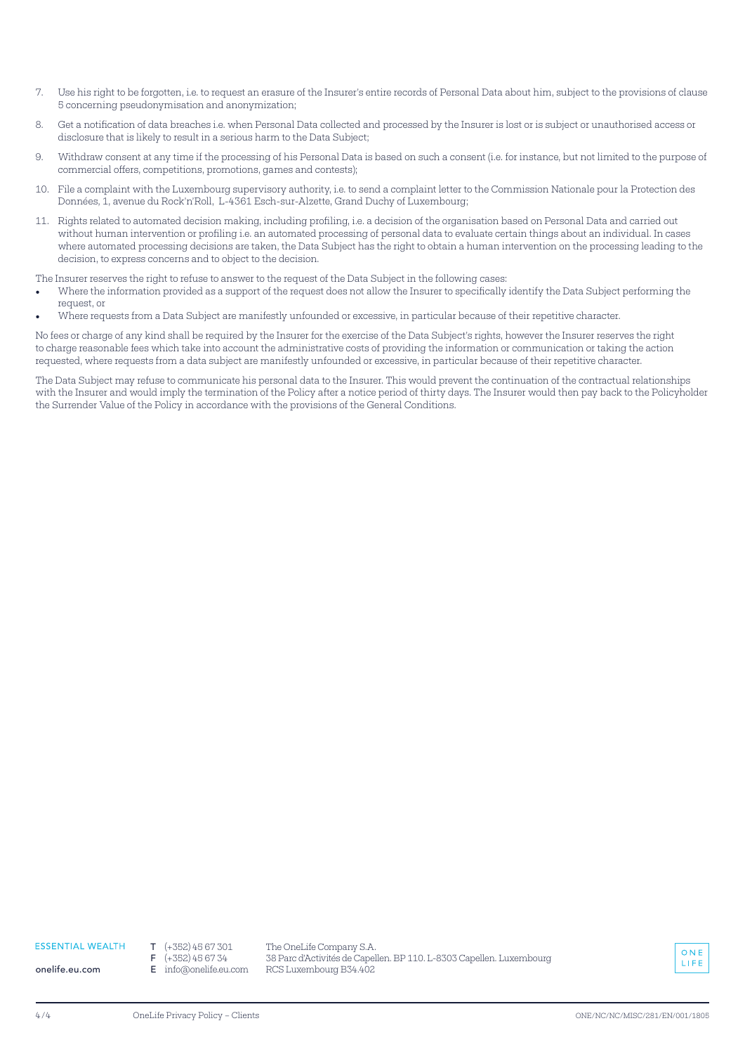7. Use his right to be forgotten, i.e. to request an erasure of the Insurer's entire records of Personal Data about him, subject to the provisions of clause 5 concerning pseudonymisation and anonymization;

8. Get a notification of data breaches i.e. when Personal Data collected and processed by the Insurer is lost or is subject or unauthorised access or disclosure that is likely to result in a serious harm to the Data Subject;

9. Withdraw consent at any time if the processing of his Personal Data is based on such a consent (i.e. for instance, but not limited to the purpose of commercial offers, competitions, promotions, games and contests);

10. File a complaint with the Luxembourg supervisory authority, i.e. to send a complaint letter to the Commission Nationale pour la Protection des Données, 1, avenue du Rock'n'Roll, L-4361 Esch-sur-Alzette, Grand Duchy of Luxembourg;

11. Rights related to automated decision making, including profiling, i.e. a decision of the organisation based on Personal Data and carried out without human intervention or profiling i.e. an automated processing of personal data to evaluate certain things about an individual. In cases where automated processing decisions are taken, the Data Subject has the right to obtain a human intervention on the processing leading to the decision, to express concerns and to object to the decision.

The Insurer reserves the right to refuse to answer to the request of the Data Subject in the following cases:

- Where the information provided as a support of the request does not allow the Insurer to specifically identify the Data Subject performing the request, or
- Where requests from a Data Subject are manifestly unfounded or excessive, in particular because of their repetitive character.

No fees or charge of any kind shall be required by the Insurer for the exercise of the Data Subject's rights, however the Insurer reserves the right to charge reasonable fees which take into account the administrative costs of providing the information or communication or taking the action requested, where requests from a data subject are manifestly unfounded or excessive, in particular because of their repetitive character.

The Data Subject may refuse to communicate his personal data to the Insurer. This would prevent the continuation of the contractual relationships with the Insurer and would imply the termination of the Policy after a notice period of thirty days. The Insurer would then pay back to the Policyholder the Surrender Value of the Policy in accordance with the provisions of the General Conditions.

ESSENTIAL WEALTH
onelife.eu.com

T (+352) 45 67 301
F (+352) 45 67 34
E info@onelife.eu.com

The OneLife Company S.A.
38 Parc d'Activités de Capellen. BP 110. L-8303 Capellen. Luxembourg
RCS Luxembourg B34.402

ONE/NC/NC/MISC/281/EN/001/1805